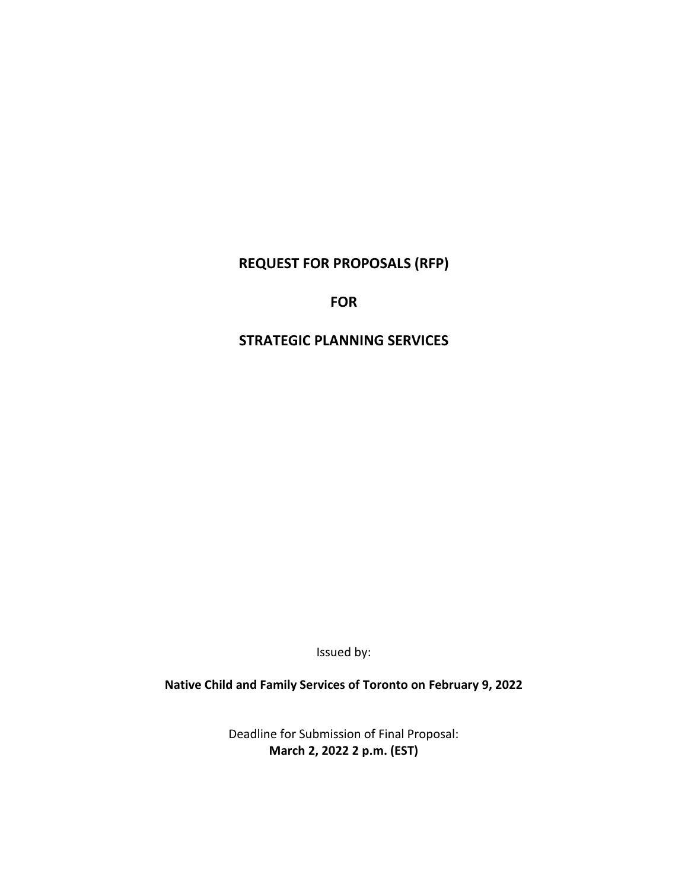# REQUEST FOR PROPOSALS (RFP)

# FOR

# STRATEGIC PLANNING SERVICES

Issued by:

**Native Child and Family Services of Toronto on February 9, 2022**

Deadline for Submission of Final Proposal:
**March 2, 2022 2 p.m. (EST)**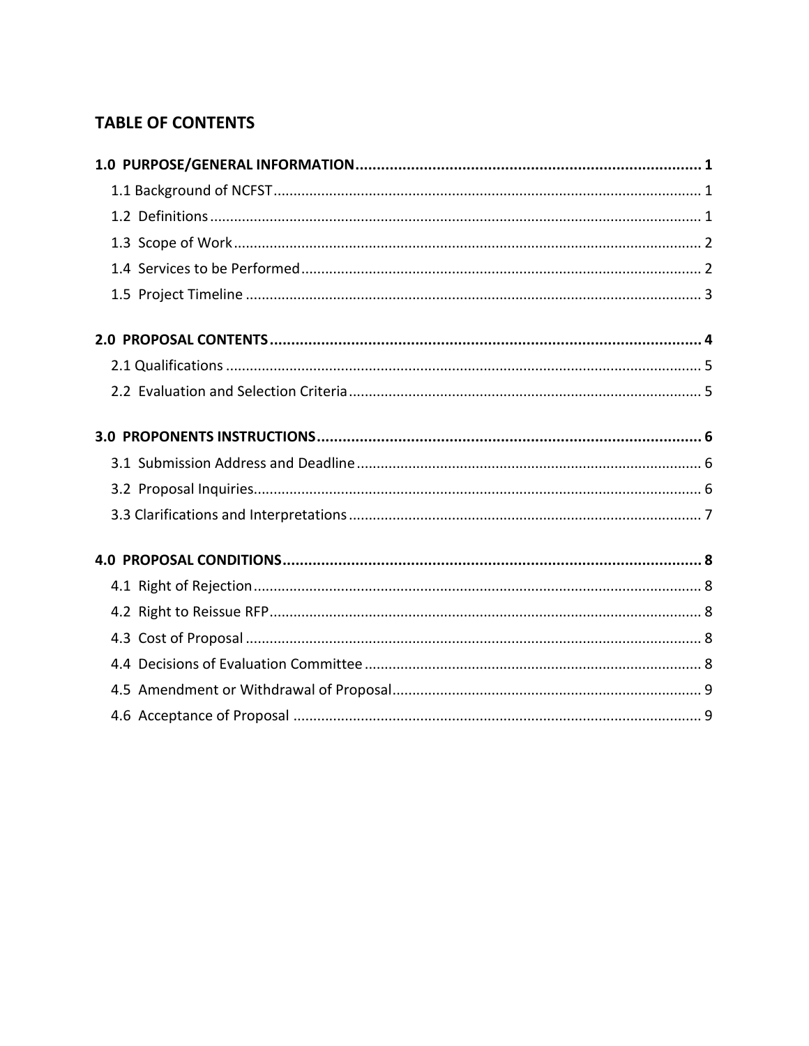## TABLE OF CONTENTS

**1.0 PURPOSE/GENERAL INFORMATION ........ 1**

- 1.1 Background of NCFST ........ 1
- 1.2 Definitions ........ 1
- 1.3 Scope of Work ........ 2
- 1.4 Services to be Performed ........ 2
- 1.5 Project Timeline ........ 3

**2.0 PROPOSAL CONTENTS ........ 4**

- 2.1 Qualifications ........ 5
- 2.2 Evaluation and Selection Criteria ........ 5

**3.0 PROPONENTS INSTRUCTIONS ........ 6**

- 3.1 Submission Address and Deadline ........ 6
- 3.2 Proposal Inquiries ........ 6
- 3.3 Clarifications and Interpretations ........ 7

**4.0 PROPOSAL CONDITIONS ........ 8**

- 4.1 Right of Rejection ........ 8
- 4.2 Right to Reissue RFP ........ 8
- 4.3 Cost of Proposal ........ 8
- 4.4 Decisions of Evaluation Committee ........ 8
- 4.5 Amendment or Withdrawal of Proposal ........ 9
- 4.6 Acceptance of Proposal ........ 9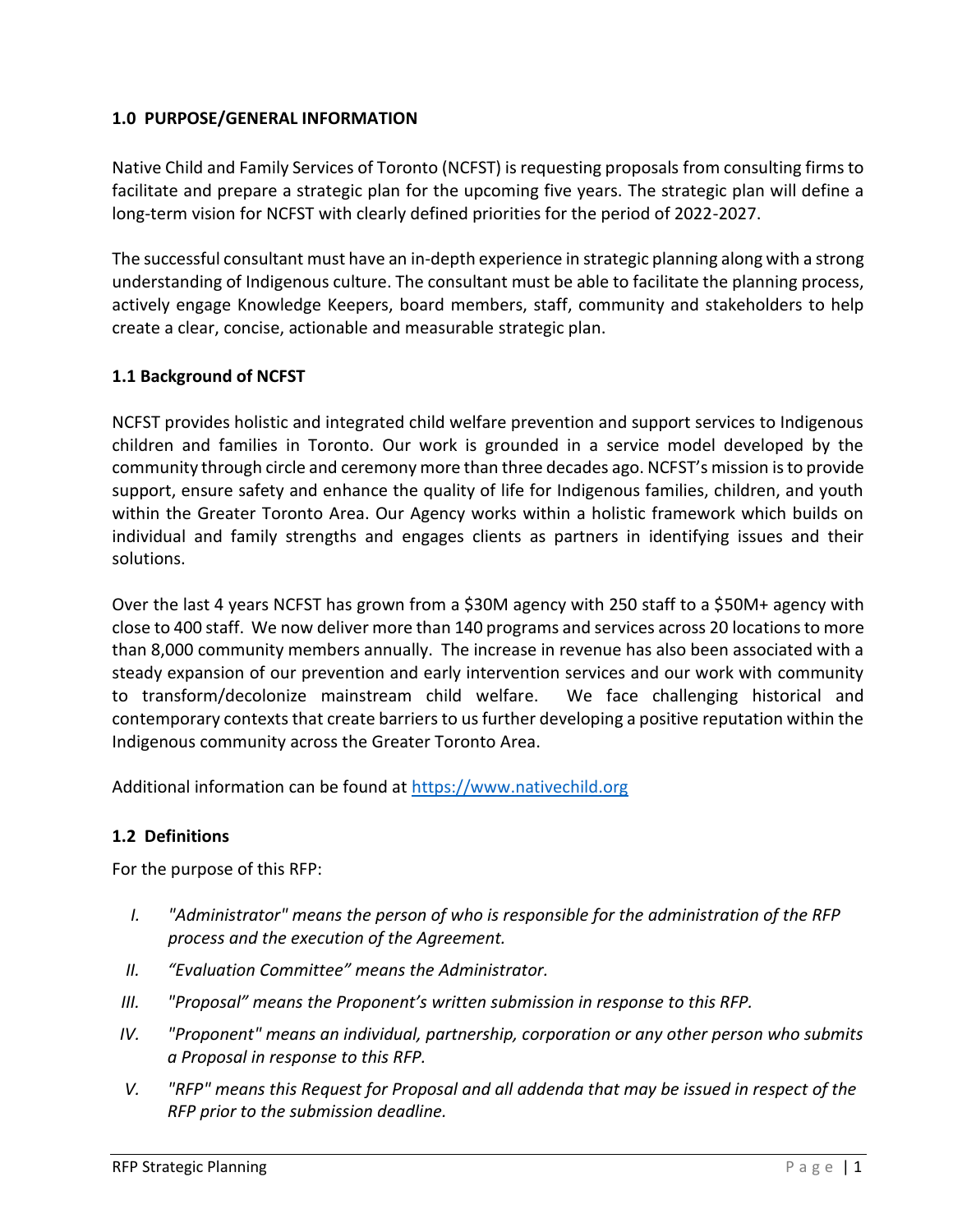## 1.0 PURPOSE/GENERAL INFORMATION

Native Child and Family Services of Toronto (NCFST) is requesting proposals from consulting firms to facilitate and prepare a strategic plan for the upcoming five years. The strategic plan will define a long-term vision for NCFST with clearly defined priorities for the period of 2022-2027.

The successful consultant must have an in-depth experience in strategic planning along with a strong understanding of Indigenous culture. The consultant must be able to facilitate the planning process, actively engage Knowledge Keepers, board members, staff, community and stakeholders to help create a clear, concise, actionable and measurable strategic plan.

### 1.1 Background of NCFST

NCFST provides holistic and integrated child welfare prevention and support services to Indigenous children and families in Toronto. Our work is grounded in a service model developed by the community through circle and ceremony more than three decades ago. NCFST's mission is to provide support, ensure safety and enhance the quality of life for Indigenous families, children, and youth within the Greater Toronto Area. Our Agency works within a holistic framework which builds on individual and family strengths and engages clients as partners in identifying issues and their solutions.

Over the last 4 years NCFST has grown from a $30M agency with 250 staff to a $50M+ agency with close to 400 staff. We now deliver more than 140 programs and services across 20 locations to more than 8,000 community members annually. The increase in revenue has also been associated with a steady expansion of our prevention and early intervention services and our work with community to transform/decolonize mainstream child welfare. We face challenging historical and contemporary contexts that create barriers to us further developing a positive reputation within the Indigenous community across the Greater Toronto Area.

Additional information can be found at https://www.nativechild.org

### 1.2 Definitions

For the purpose of this RFP:

I. *"Administrator" means the person of who is responsible for the administration of the RFP process and the execution of the Agreement.*

II. *"Evaluation Committee" means the Administrator.*

III. *"Proposal" means the Proponent's written submission in response to this RFP.*

IV. *"Proponent" means an individual, partnership, corporation or any other person who submits a Proposal in response to this RFP.*

V. *"RFP" means this Request for Proposal and all addenda that may be issued in respect of the RFP prior to the submission deadline.*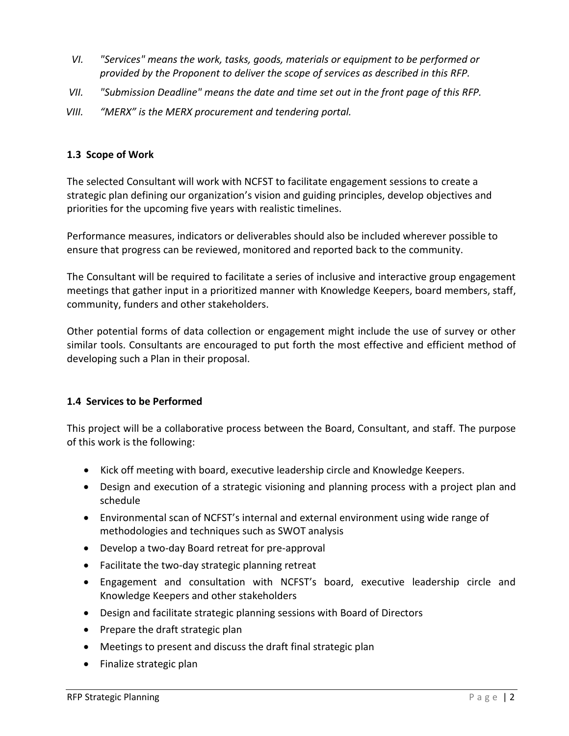VI. *"Services" means the work, tasks, goods, materials or equipment to be performed or provided by the Proponent to deliver the scope of services as described in this RFP.*

VII. *"Submission Deadline" means the date and time set out in the front page of this RFP.*

VIII. *"MERX" is the MERX procurement and tendering portal.*

### 1.3 Scope of Work

The selected Consultant will work with NCFST to facilitate engagement sessions to create a strategic plan defining our organization's vision and guiding principles, develop objectives and priorities for the upcoming five years with realistic timelines.

Performance measures, indicators or deliverables should also be included wherever possible to ensure that progress can be reviewed, monitored and reported back to the community.

The Consultant will be required to facilitate a series of inclusive and interactive group engagement meetings that gather input in a prioritized manner with Knowledge Keepers, board members, staff, community, funders and other stakeholders.

Other potential forms of data collection or engagement might include the use of survey or other similar tools. Consultants are encouraged to put forth the most effective and efficient method of developing such a Plan in their proposal.

### 1.4 Services to be Performed

This project will be a collaborative process between the Board, Consultant, and staff. The purpose of this work is the following:

- Kick off meeting with board, executive leadership circle and Knowledge Keepers.
- Design and execution of a strategic visioning and planning process with a project plan and schedule
- Environmental scan of NCFST's internal and external environment using wide range of methodologies and techniques such as SWOT analysis
- Develop a two-day Board retreat for pre-approval
- Facilitate the two-day strategic planning retreat
- Engagement and consultation with NCFST's board, executive leadership circle and Knowledge Keepers and other stakeholders
- Design and facilitate strategic planning sessions with Board of Directors
- Prepare the draft strategic plan
- Meetings to present and discuss the draft final strategic plan
- Finalize strategic plan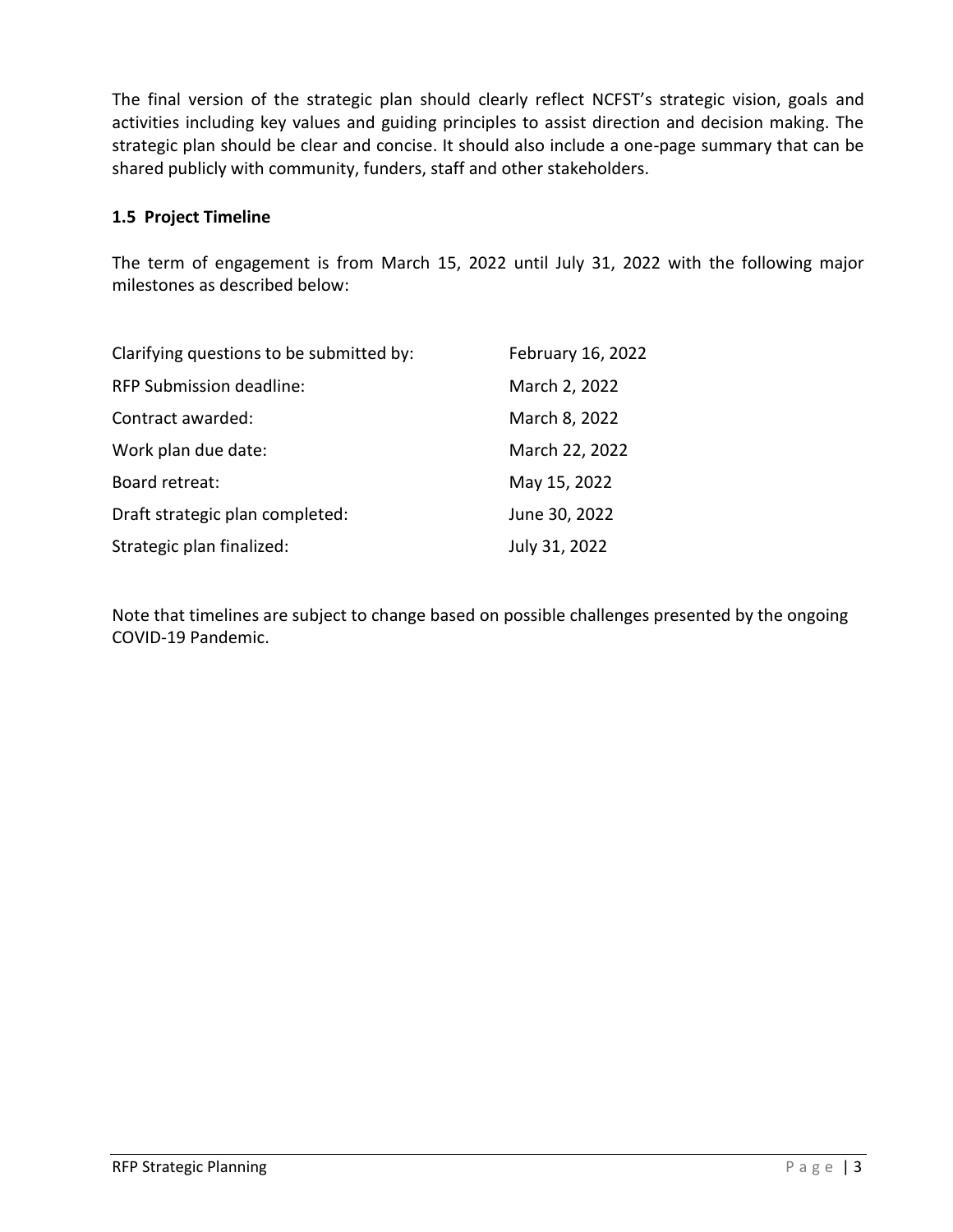The final version of the strategic plan should clearly reflect NCFST's strategic vision, goals and activities including key values and guiding principles to assist direction and decision making. The strategic plan should be clear and concise. It should also include a one-page summary that can be shared publicly with community, funders, staff and other stakeholders.

### 1.5 Project Timeline

The term of engagement is from March 15, 2022 until July 31, 2022 with the following major milestones as described below:

| | |
|---|---|
| Clarifying questions to be submitted by: | February 16, 2022 |
| RFP Submission deadline: | March 2, 2022 |
| Contract awarded: | March 8, 2022 |
| Work plan due date: | March 22, 2022 |
| Board retreat: | May 15, 2022 |
| Draft strategic plan completed: | June 30, 2022 |
| Strategic plan finalized: | July 31, 2022 |

Note that timelines are subject to change based on possible challenges presented by the ongoing COVID-19 Pandemic.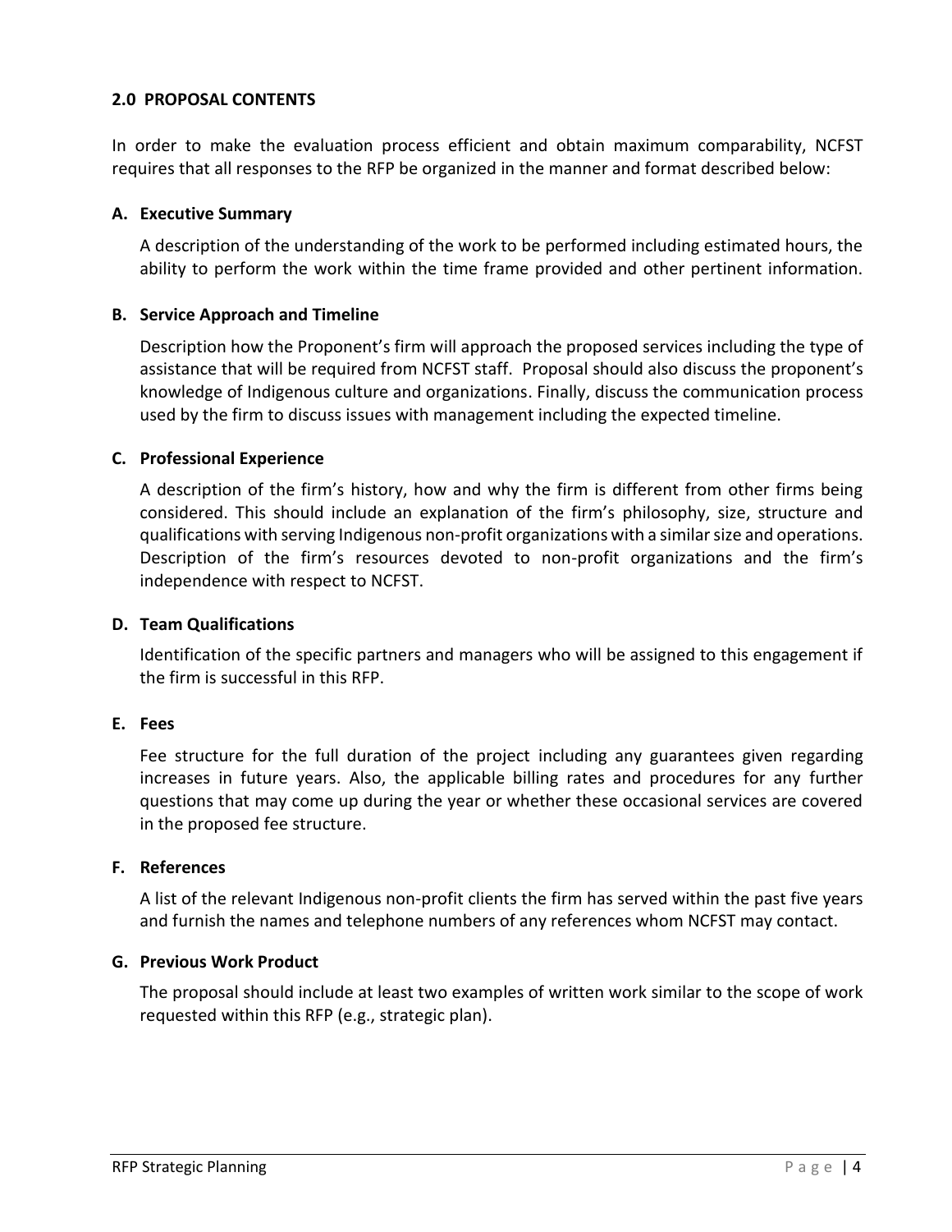## 2.0 PROPOSAL CONTENTS

In order to make the evaluation process efficient and obtain maximum comparability, NCFST requires that all responses to the RFP be organized in the manner and format described below:

### A. Executive Summary

A description of the understanding of the work to be performed including estimated hours, the ability to perform the work within the time frame provided and other pertinent information.

### B. Service Approach and Timeline

Description how the Proponent's firm will approach the proposed services including the type of assistance that will be required from NCFST staff. Proposal should also discuss the proponent's knowledge of Indigenous culture and organizations. Finally, discuss the communication process used by the firm to discuss issues with management including the expected timeline.

### C. Professional Experience

A description of the firm's history, how and why the firm is different from other firms being considered. This should include an explanation of the firm's philosophy, size, structure and qualifications with serving Indigenous non-profit organizations with a similar size and operations. Description of the firm's resources devoted to non-profit organizations and the firm's independence with respect to NCFST.

### D. Team Qualifications

Identification of the specific partners and managers who will be assigned to this engagement if the firm is successful in this RFP.

### E. Fees

Fee structure for the full duration of the project including any guarantees given regarding increases in future years. Also, the applicable billing rates and procedures for any further questions that may come up during the year or whether these occasional services are covered in the proposed fee structure.

### F. References

A list of the relevant Indigenous non-profit clients the firm has served within the past five years and furnish the names and telephone numbers of any references whom NCFST may contact.

### G. Previous Work Product

The proposal should include at least two examples of written work similar to the scope of work requested within this RFP (e.g., strategic plan).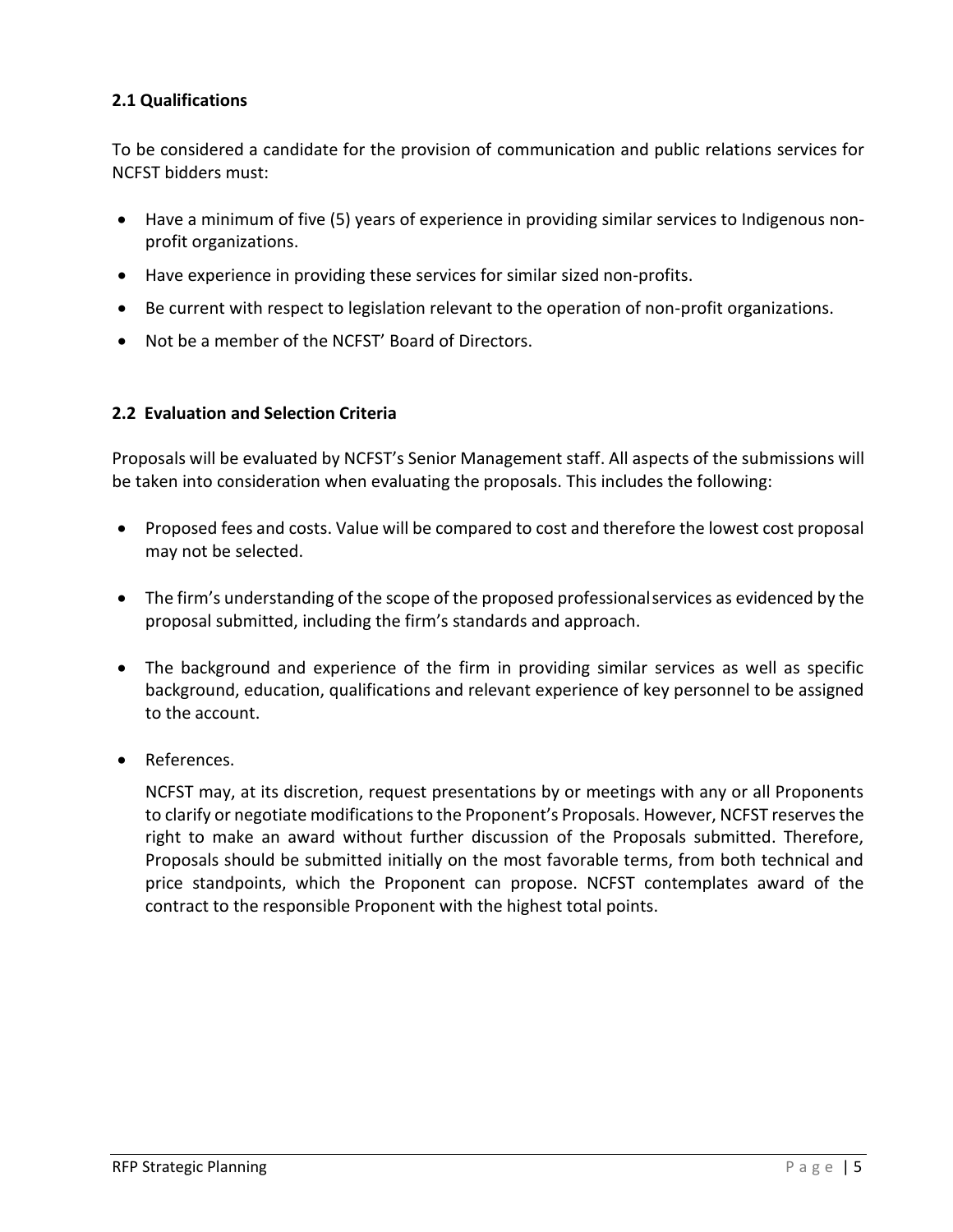### 2.1 Qualifications

To be considered a candidate for the provision of communication and public relations services for NCFST bidders must:

- Have a minimum of five (5) years of experience in providing similar services to Indigenous non-profit organizations.
- Have experience in providing these services for similar sized non-profits.
- Be current with respect to legislation relevant to the operation of non-profit organizations.
- Not be a member of the NCFST' Board of Directors.

### 2.2 Evaluation and Selection Criteria

Proposals will be evaluated by NCFST's Senior Management staff. All aspects of the submissions will be taken into consideration when evaluating the proposals. This includes the following:

- Proposed fees and costs. Value will be compared to cost and therefore the lowest cost proposal may not be selected.
- The firm's understanding of the scope of the proposed professional services as evidenced by the proposal submitted, including the firm's standards and approach.
- The background and experience of the firm in providing similar services as well as specific background, education, qualifications and relevant experience of key personnel to be assigned to the account.
- References.

  NCFST may, at its discretion, request presentations by or meetings with any or all Proponents to clarify or negotiate modifications to the Proponent's Proposals. However, NCFST reserves the right to make an award without further discussion of the Proposals submitted. Therefore, Proposals should be submitted initially on the most favorable terms, from both technical and price standpoints, which the Proponent can propose. NCFST contemplates award of the contract to the responsible Proponent with the highest total points.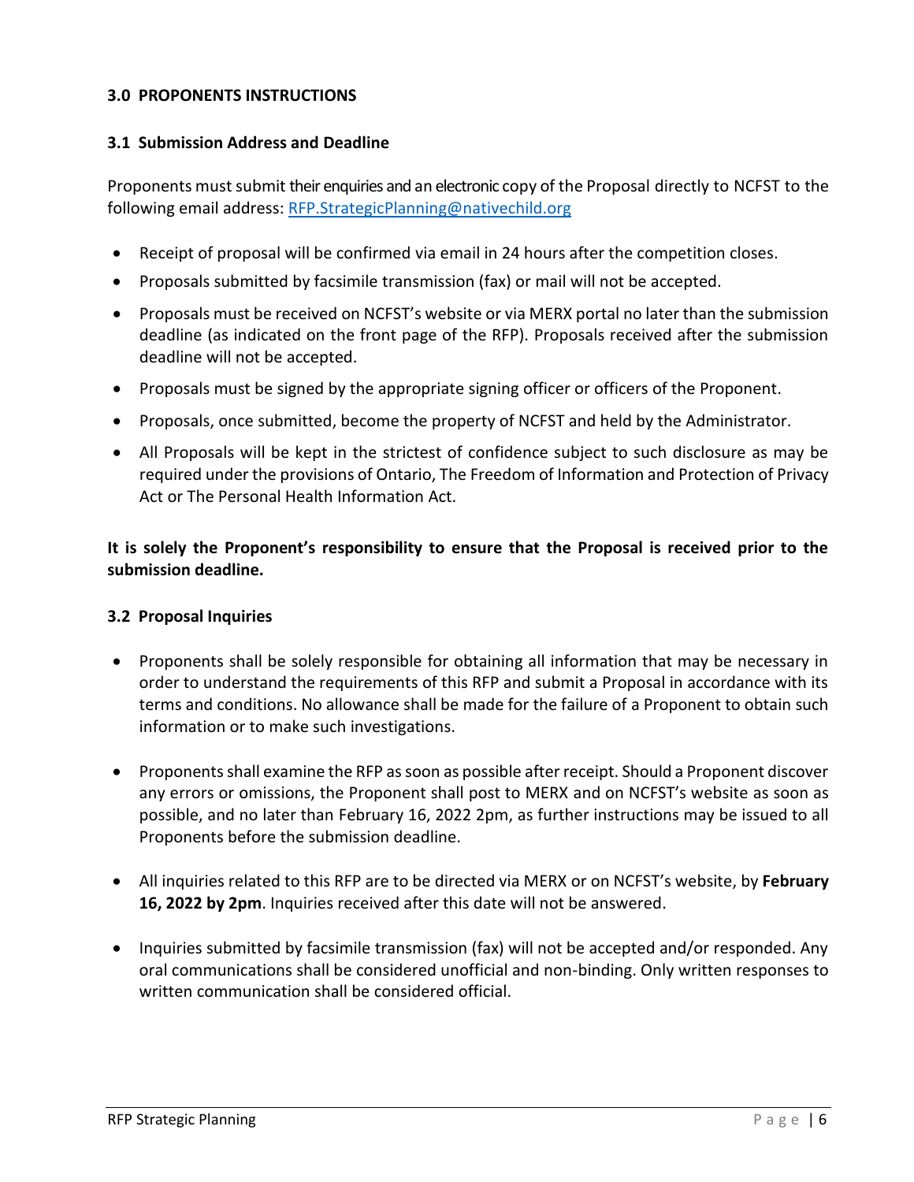### 3.0 PROPONENTS INSTRUCTIONS

#### 3.1 Submission Address and Deadline

Proponents must submit their enquiries and an electronic copy of the Proposal directly to NCFST to the following email address: [RFP.StrategicPlanning@nativechild.org](mailto:RFP.StrategicPlanning@nativechild.org)

- Receipt of proposal will be confirmed via email in 24 hours after the competition closes.
- Proposals submitted by facsimile transmission (fax) or mail will not be accepted.
- Proposals must be received on NCFST's website or via MERX portal no later than the submission deadline (as indicated on the front page of the RFP). Proposals received after the submission deadline will not be accepted.
- Proposals must be signed by the appropriate signing officer or officers of the Proponent.
- Proposals, once submitted, become the property of NCFST and held by the Administrator.
- All Proposals will be kept in the strictest of confidence subject to such disclosure as may be required under the provisions of Ontario, The Freedom of Information and Protection of Privacy Act or The Personal Health Information Act.

**It is solely the Proponent's responsibility to ensure that the Proposal is received prior to the submission deadline.**

#### 3.2 Proposal Inquiries

- Proponents shall be solely responsible for obtaining all information that may be necessary in order to understand the requirements of this RFP and submit a Proposal in accordance with its terms and conditions. No allowance shall be made for the failure of a Proponent to obtain such information or to make such investigations.

- Proponents shall examine the RFP as soon as possible after receipt. Should a Proponent discover any errors or omissions, the Proponent shall post to MERX and on NCFST's website as soon as possible, and no later than February 16, 2022 2pm, as further instructions may be issued to all Proponents before the submission deadline.

- All inquiries related to this RFP are to be directed via MERX or on NCFST's website, by **February 16, 2022 by 2pm**. Inquiries received after this date will not be answered.

- Inquiries submitted by facsimile transmission (fax) will not be accepted and/or responded. Any oral communications shall be considered unofficial and non-binding. Only written responses to written communication shall be considered official.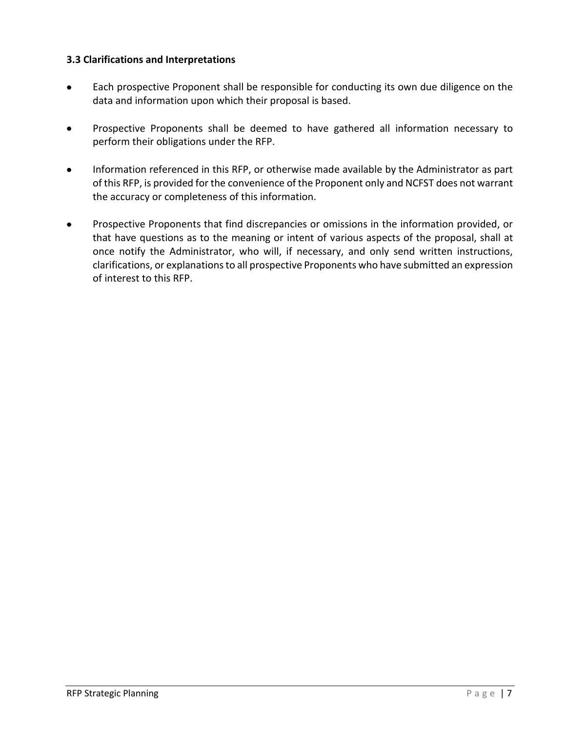### 3.3 Clarifications and Interpretations

- Each prospective Proponent shall be responsible for conducting its own due diligence on the data and information upon which their proposal is based.

- Prospective Proponents shall be deemed to have gathered all information necessary to perform their obligations under the RFP.

- Information referenced in this RFP, or otherwise made available by the Administrator as part of this RFP, is provided for the convenience of the Proponent only and NCFST does not warrant the accuracy or completeness of this information.

- Prospective Proponents that find discrepancies or omissions in the information provided, or that have questions as to the meaning or intent of various aspects of the proposal, shall at once notify the Administrator, who will, if necessary, and only send written instructions, clarifications, or explanations to all prospective Proponents who have submitted an expression of interest to this RFP.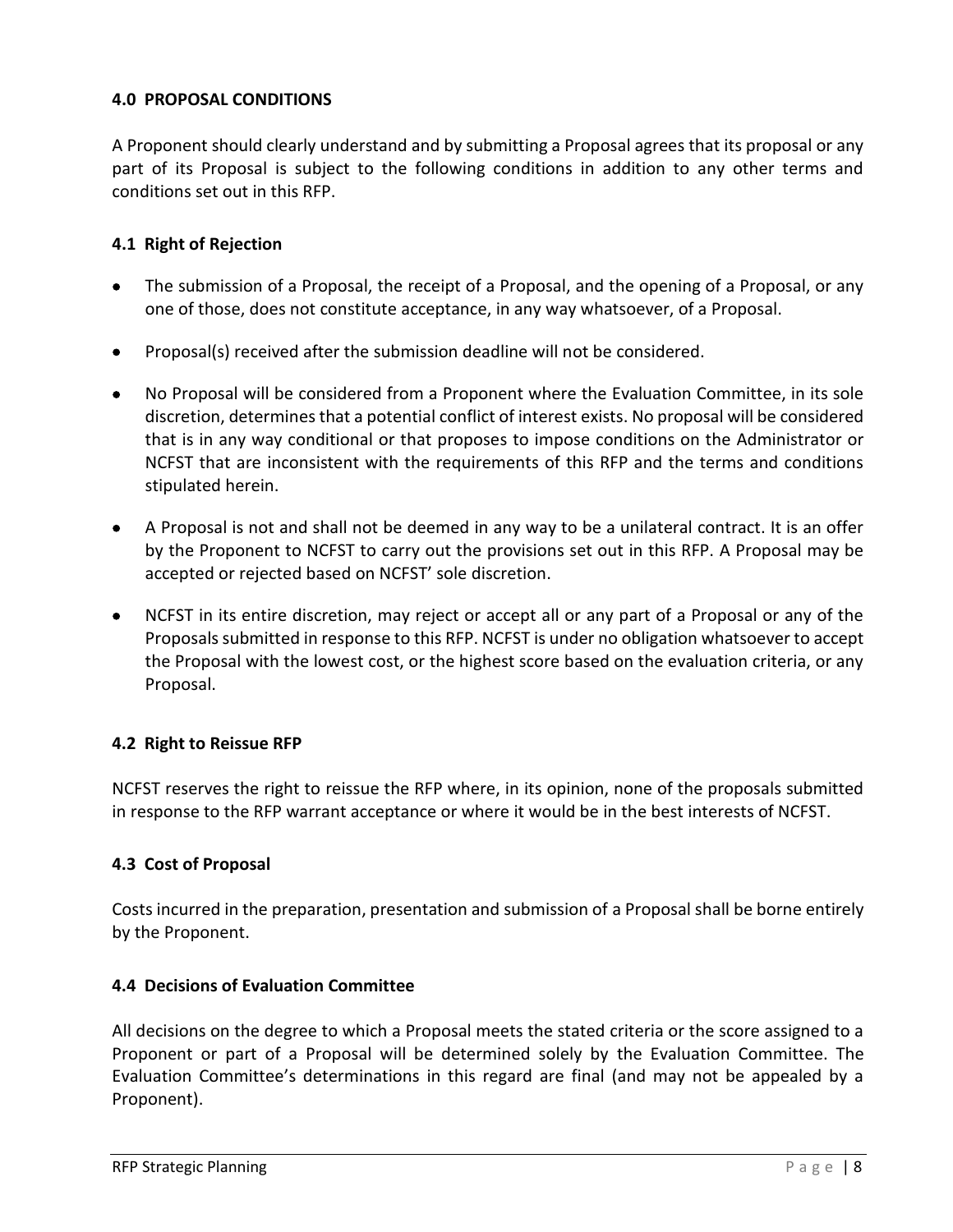## 4.0 PROPOSAL CONDITIONS

A Proponent should clearly understand and by submitting a Proposal agrees that its proposal or any part of its Proposal is subject to the following conditions in addition to any other terms and conditions set out in this RFP.

### 4.1 Right of Rejection

- The submission of a Proposal, the receipt of a Proposal, and the opening of a Proposal, or any one of those, does not constitute acceptance, in any way whatsoever, of a Proposal.
- Proposal(s) received after the submission deadline will not be considered.
- No Proposal will be considered from a Proponent where the Evaluation Committee, in its sole discretion, determines that a potential conflict of interest exists. No proposal will be considered that is in any way conditional or that proposes to impose conditions on the Administrator or NCFST that are inconsistent with the requirements of this RFP and the terms and conditions stipulated herein.
- A Proposal is not and shall not be deemed in any way to be a unilateral contract. It is an offer by the Proponent to NCFST to carry out the provisions set out in this RFP. A Proposal may be accepted or rejected based on NCFST' sole discretion.
- NCFST in its entire discretion, may reject or accept all or any part of a Proposal or any of the Proposals submitted in response to this RFP. NCFST is under no obligation whatsoever to accept the Proposal with the lowest cost, or the highest score based on the evaluation criteria, or any Proposal.

### 4.2 Right to Reissue RFP

NCFST reserves the right to reissue the RFP where, in its opinion, none of the proposals submitted in response to the RFP warrant acceptance or where it would be in the best interests of NCFST.

### 4.3 Cost of Proposal

Costs incurred in the preparation, presentation and submission of a Proposal shall be borne entirely by the Proponent.

### 4.4 Decisions of Evaluation Committee

All decisions on the degree to which a Proposal meets the stated criteria or the score assigned to a Proponent or part of a Proposal will be determined solely by the Evaluation Committee. The Evaluation Committee's determinations in this regard are final (and may not be appealed by a Proponent).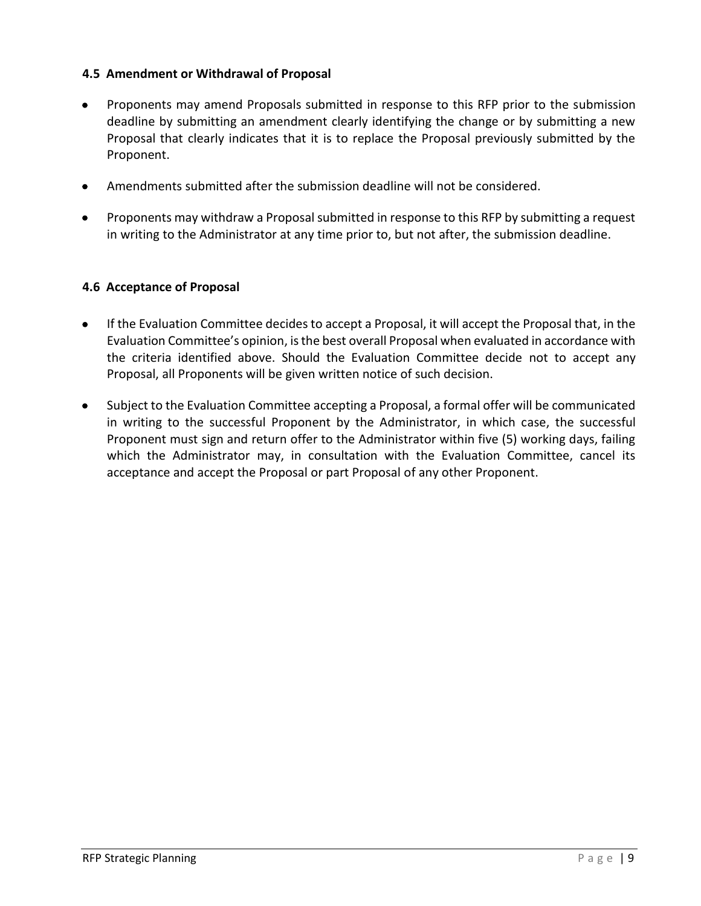### 4.5 Amendment or Withdrawal of Proposal

- Proponents may amend Proposals submitted in response to this RFP prior to the submission deadline by submitting an amendment clearly identifying the change or by submitting a new Proposal that clearly indicates that it is to replace the Proposal previously submitted by the Proponent.
- Amendments submitted after the submission deadline will not be considered.
- Proponents may withdraw a Proposal submitted in response to this RFP by submitting a request in writing to the Administrator at any time prior to, but not after, the submission deadline.

### 4.6 Acceptance of Proposal

- If the Evaluation Committee decides to accept a Proposal, it will accept the Proposal that, in the Evaluation Committee's opinion, is the best overall Proposal when evaluated in accordance with the criteria identified above. Should the Evaluation Committee decide not to accept any Proposal, all Proponents will be given written notice of such decision.
- Subject to the Evaluation Committee accepting a Proposal, a formal offer will be communicated in writing to the successful Proponent by the Administrator, in which case, the successful Proponent must sign and return offer to the Administrator within five (5) working days, failing which the Administrator may, in consultation with the Evaluation Committee, cancel its acceptance and accept the Proposal or part Proposal of any other Proponent.